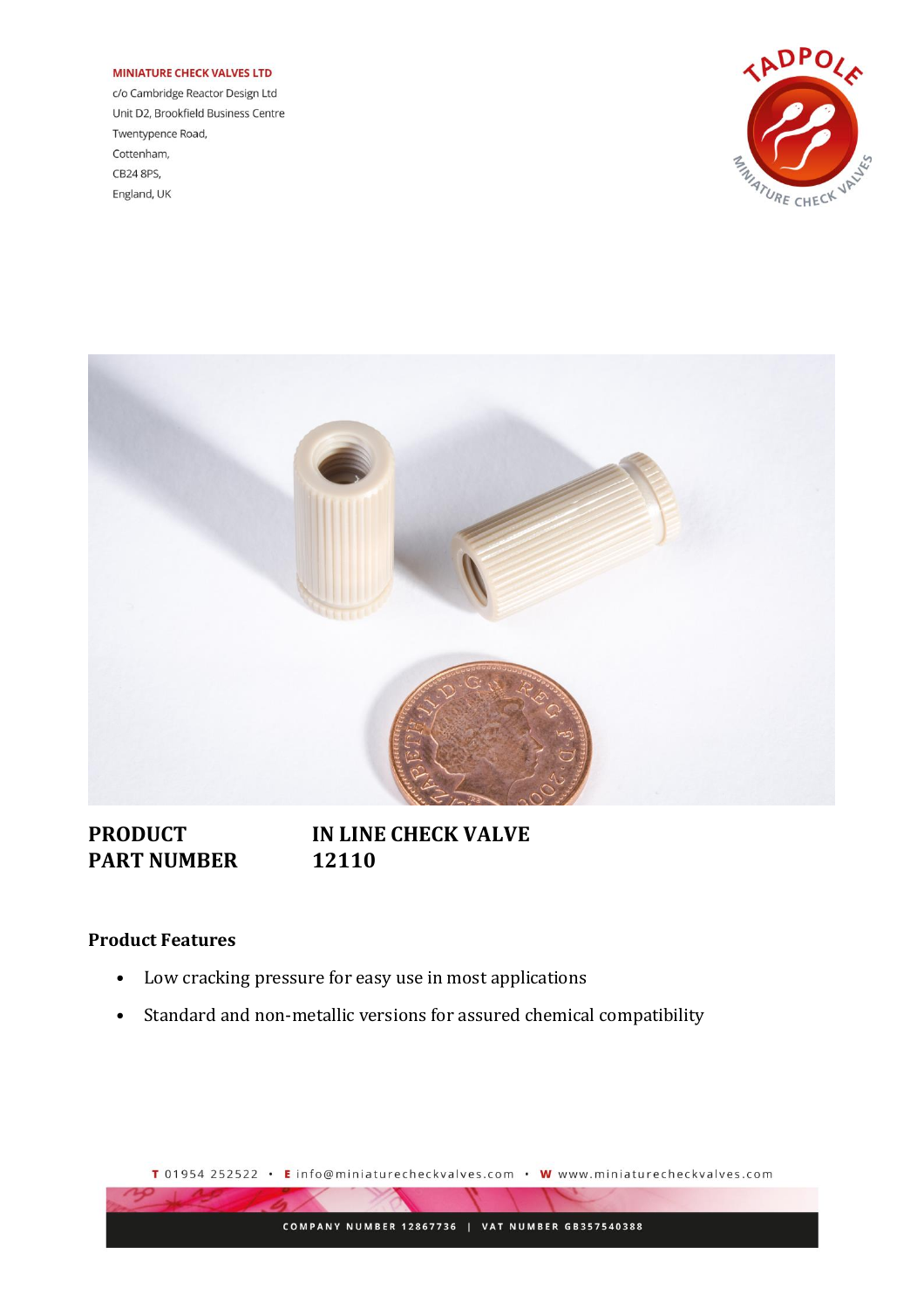**MINIATURE CHECK VALVES LTD**
c/o Cambridge Reactor Design Ltd
Unit D2, Brookfield Business Centre
Twentypence Road,
Cottenham,
CB24 8PS,
England, UK

| | |
|---|---|
| **PRODUCT** | **IN LINE CHECK VALVE** |
| **PART NUMBER** | **12110** |

### Product Features

- Low cracking pressure for easy use in most applications
- Standard and non-metallic versions for assured chemical compatibility

**T** 01954 252522 • **E** info@miniaturecheckvalves.com • **W** www.miniaturecheckvalves.com

COMPANY NUMBER 12867736 | VAT NUMBER GB357540388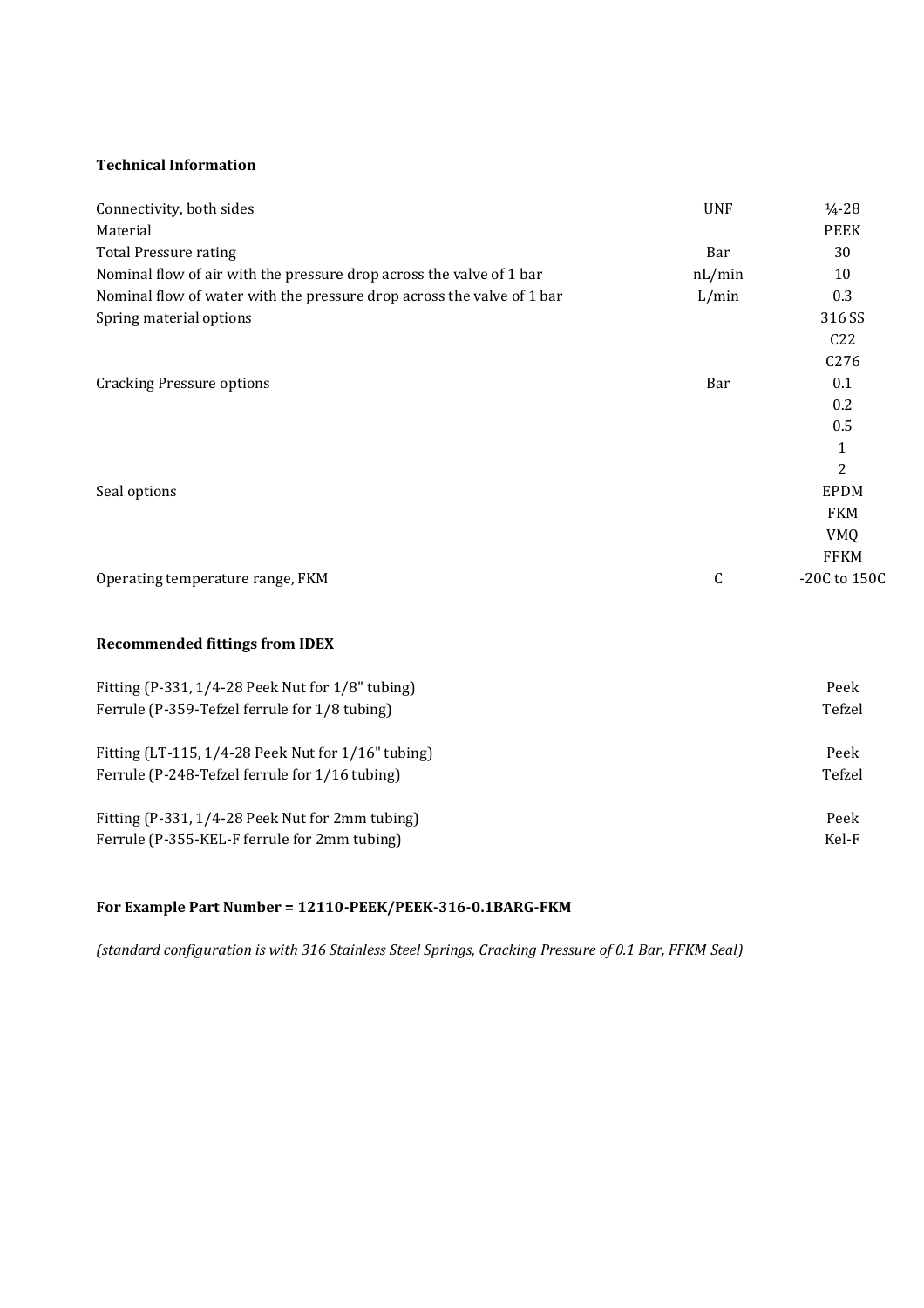**Technical Information**

| | | |
|---|---|---|
| Connectivity, both sides | UNF | ¼-28 |
| Material | | PEEK |
| Total Pressure rating | Bar | 30 |
| Nominal flow of air with the pressure drop across the valve of 1 bar | nL/min | 10 |
| Nominal flow of water with the pressure drop across the valve of 1 bar | L/min | 0.3 |
| Spring material options | | 316 SS |
| | | C22 |
| | | C276 |
| Cracking Pressure options | Bar | 0.1 |
| | | 0.2 |
| | | 0.5 |
| | | 1 |
| | | 2 |
| Seal options | | EPDM |
| | | FKM |
| | | VMQ |
| | | FFKM |
| Operating temperature range, FKM | C | -20C to 150C |

**Recommended fittings from IDEX**

| | |
|---|---|
| Fitting (P-331, 1/4-28 Peek Nut for 1/8" tubing) | Peek |
| Ferrule (P-359-Tefzel ferrule for 1/8 tubing) | Tefzel |
| | |
| Fitting (LT-115, 1/4-28 Peek Nut for 1/16" tubing) | Peek |
| Ferrule (P-248-Tefzel ferrule for 1/16 tubing) | Tefzel |
| | |
| Fitting (P-331, 1/4-28 Peek Nut for 2mm tubing) | Peek |
| Ferrule (P-355-KEL-F ferrule for 2mm tubing) | Kel-F |

**For Example Part Number = 12110-PEEK/PEEK-316-0.1BARG-FKM**

*(standard configuration is with 316 Stainless Steel Springs, Cracking Pressure of 0.1 Bar, FFKM Seal)*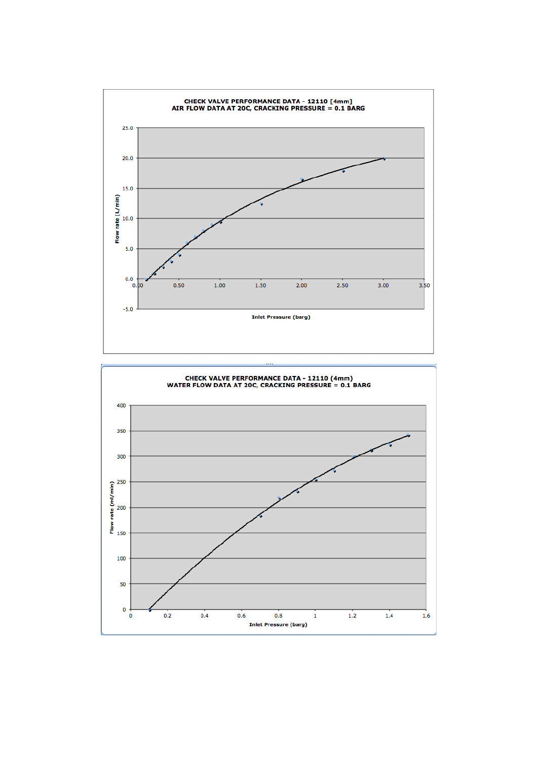**CHECK VALVE PERFORMANCE DATA - 12110 [4mm]**
**AIR FLOW DATA AT 20C, CRACKING PRESSURE = 0.1 BARG**

Flow rate (L/min)

Inlet Pressure (barg)

**CHECK VALVE PERFORMANCE DATA - 12110 (4mm)**
**WATER FLOW DATA AT 20C, CRACKING PRESSURE = 0.1 BARG**

Flow rate (ml/min)

Inlet Pressure (barg)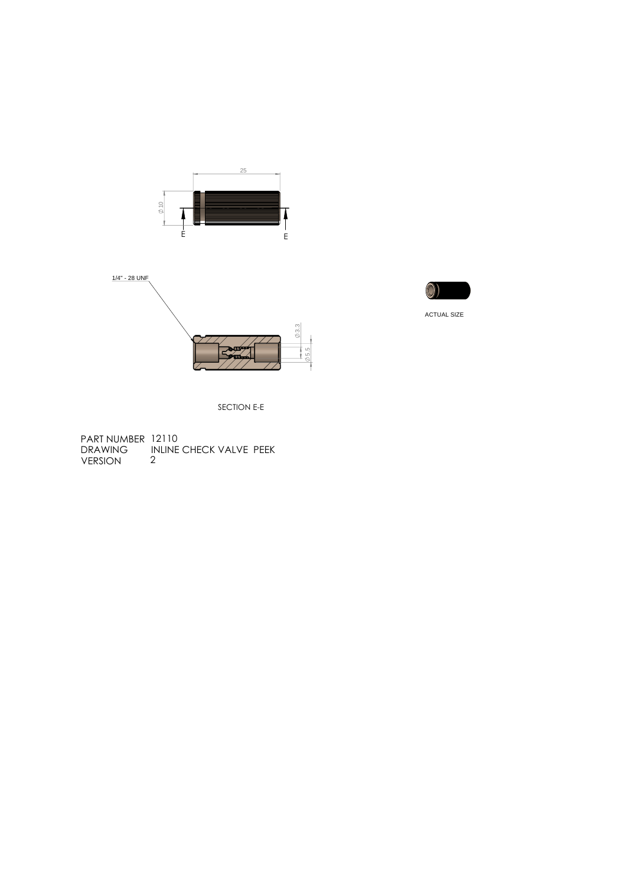25

Ø 10

E

E

1/4" - 28 UNF

Ø 3.3

Ø 5.5

ACTUAL SIZE

SECTION E-E

PART NUMBER 12110
DRAWING INLINE CHECK VALVE PEEK
VERSION 2